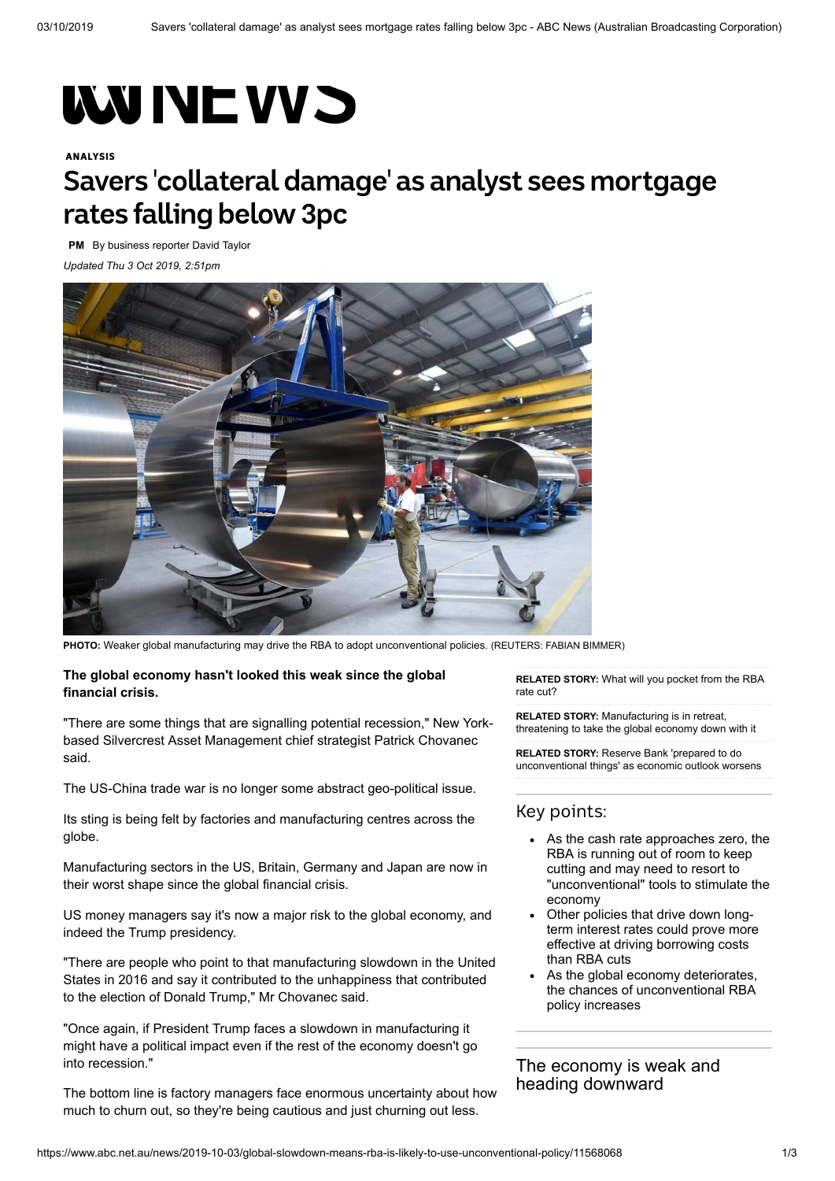ANALYSIS

# Savers 'collateral damage' as analyst sees mortgage rates falling below 3pc

**PM** By business reporter David Taylor

*Updated Thu 3 Oct 2019, 2:51pm*

**PHOTO:** Weaker global manufacturing may drive the RBA to adopt unconventional policies. (REUTERS: FABIAN BIMMER)

**The global economy hasn't looked this weak since the global financial crisis.**

"There are some things that are signalling potential recession," New York-based Silvercrest Asset Management chief strategist Patrick Chovanec said.

The US-China trade war is no longer some abstract geo-political issue.

Its sting is being felt by factories and manufacturing centres across the globe.

Manufacturing sectors in the US, Britain, Germany and Japan are now in their worst shape since the global financial crisis.

US money managers say it's now a major risk to the global economy, and indeed the Trump presidency.

"There are people who point to that manufacturing slowdown in the United States in 2016 and say it contributed to the unhappiness that contributed to the election of Donald Trump," Mr Chovanec said.

"Once again, if President Trump faces a slowdown in manufacturing it might have a political impact even if the rest of the economy doesn't go into recession."

The bottom line is factory managers face enormous uncertainty about how much to churn out, so they're being cautious and just churning out less.

**RELATED STORY:** What will you pocket from the RBA rate cut?

**RELATED STORY:** Manufacturing is in retreat, threatening to take the global economy down with it

**RELATED STORY:** Reserve Bank 'prepared to do unconventional things' as economic outlook worsens

## Key points:

- As the cash rate approaches zero, the RBA is running out of room to keep cutting and may need to resort to "unconventional" tools to stimulate the economy
- Other policies that drive down long-term interest rates could prove more effective at driving borrowing costs than RBA cuts
- As the global economy deteriorates, the chances of unconventional RBA policy increases

## The economy is weak and heading downward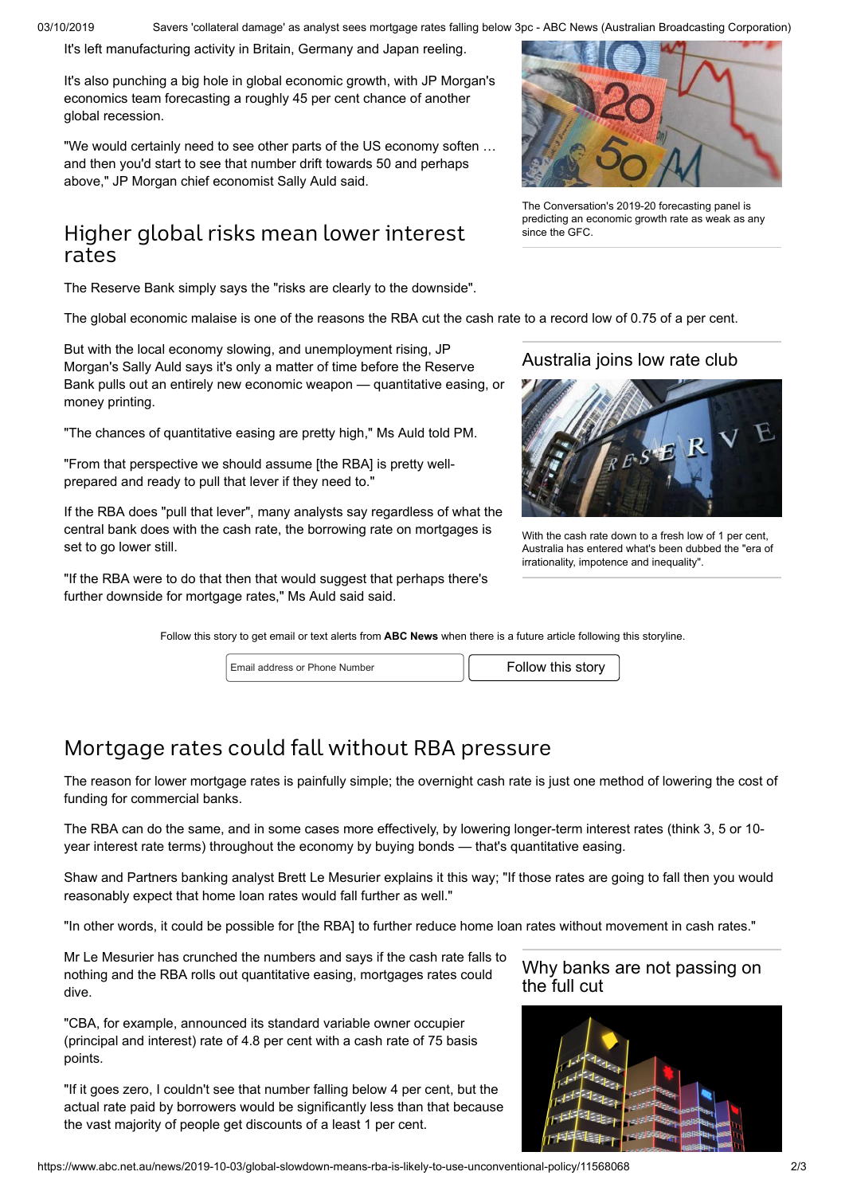It's left manufacturing activity in Britain, Germany and Japan reeling.

It's also punching a big hole in global economic growth, with JP Morgan's economics team forecasting a roughly 45 per cent chance of another global recession.

"We would certainly need to see other parts of the US economy soften … and then you'd start to see that number drift towards 50 and perhaps above," JP Morgan chief economist Sally Auld said.

The Conversation's 2019-20 forecasting panel is predicting an economic growth rate as weak as any since the GFC.

## Higher global risks mean lower interest rates

The Reserve Bank simply says the "risks are clearly to the downside".

The global economic malaise is one of the reasons the RBA cut the cash rate to a record low of 0.75 of a per cent.

But with the local economy slowing, and unemployment rising, JP Morgan's Sally Auld says it's only a matter of time before the Reserve Bank pulls out an entirely new economic weapon — quantitative easing, or money printing.

"The chances of quantitative easing are pretty high," Ms Auld told PM.

"From that perspective we should assume [the RBA] is pretty well-prepared and ready to pull that lever if they need to."

If the RBA does "pull that lever", many analysts say regardless of what the central bank does with the cash rate, the borrowing rate on mortgages is set to go lower still.

"If the RBA were to do that then that would suggest that perhaps there's further downside for mortgage rates," Ms Auld said said.

**Australia joins low rate club**

With the cash rate down to a fresh low of 1 per cent, Australia has entered what's been dubbed the "era of irrationality, impotence and inequality".

Follow this story to get email or text alerts from **ABC News** when there is a future article following this storyline.

## Mortgage rates could fall without RBA pressure

The reason for lower mortgage rates is painfully simple; the overnight cash rate is just one method of lowering the cost of funding for commercial banks.

The RBA can do the same, and in some cases more effectively, by lowering longer-term interest rates (think 3, 5 or 10-year interest rate terms) throughout the economy by buying bonds — that's quantitative easing.

Shaw and Partners banking analyst Brett Le Mesurier explains it this way; "If those rates are going to fall then you would reasonably expect that home loan rates would fall further as well."

"In other words, it could be possible for [the RBA] to further reduce home loan rates without movement in cash rates."

Mr Le Mesurier has crunched the numbers and says if the cash rate falls to nothing and the RBA rolls out quantitative easing, mortgages rates could dive.

"CBA, for example, announced its standard variable owner occupier (principal and interest) rate of 4.8 per cent with a cash rate of 75 basis points.

"If it goes zero, I couldn't see that number falling below 4 per cent, but the actual rate paid by borrowers would be significantly less than that because the vast majority of people get discounts of a least 1 per cent.

**Why banks are not passing on the full cut**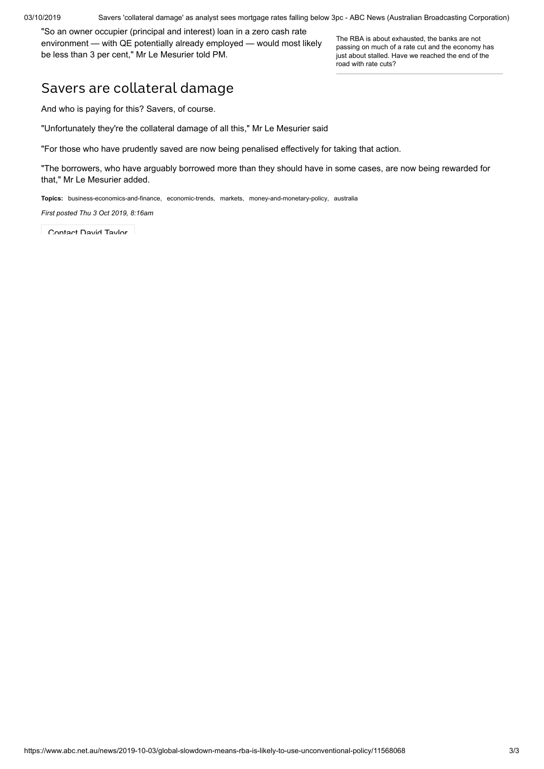"So an owner occupier (principal and interest) loan in a zero cash rate environment — with QE potentially already employed — would most likely be less than 3 per cent," Mr Le Mesurier told PM.

The RBA is about exhausted, the banks are not passing on much of a rate cut and the economy has just about stalled. Have we reached the end of the road with rate cuts?

## Savers are collateral damage

And who is paying for this? Savers, of course.

"Unfortunately they're the collateral damage of all this," Mr Le Mesurier said

"For those who have prudently saved are now being penalised effectively for taking that action.

"The borrowers, who have arguably borrowed more than they should have in some cases, are now being rewarded for that," Mr Le Mesurier added.

**Topics:** business-economics-and-finance, economic-trends, markets, money-and-monetary-policy, australia

*First posted Thu 3 Oct 2019, 8:16am*

Contact David Taylor